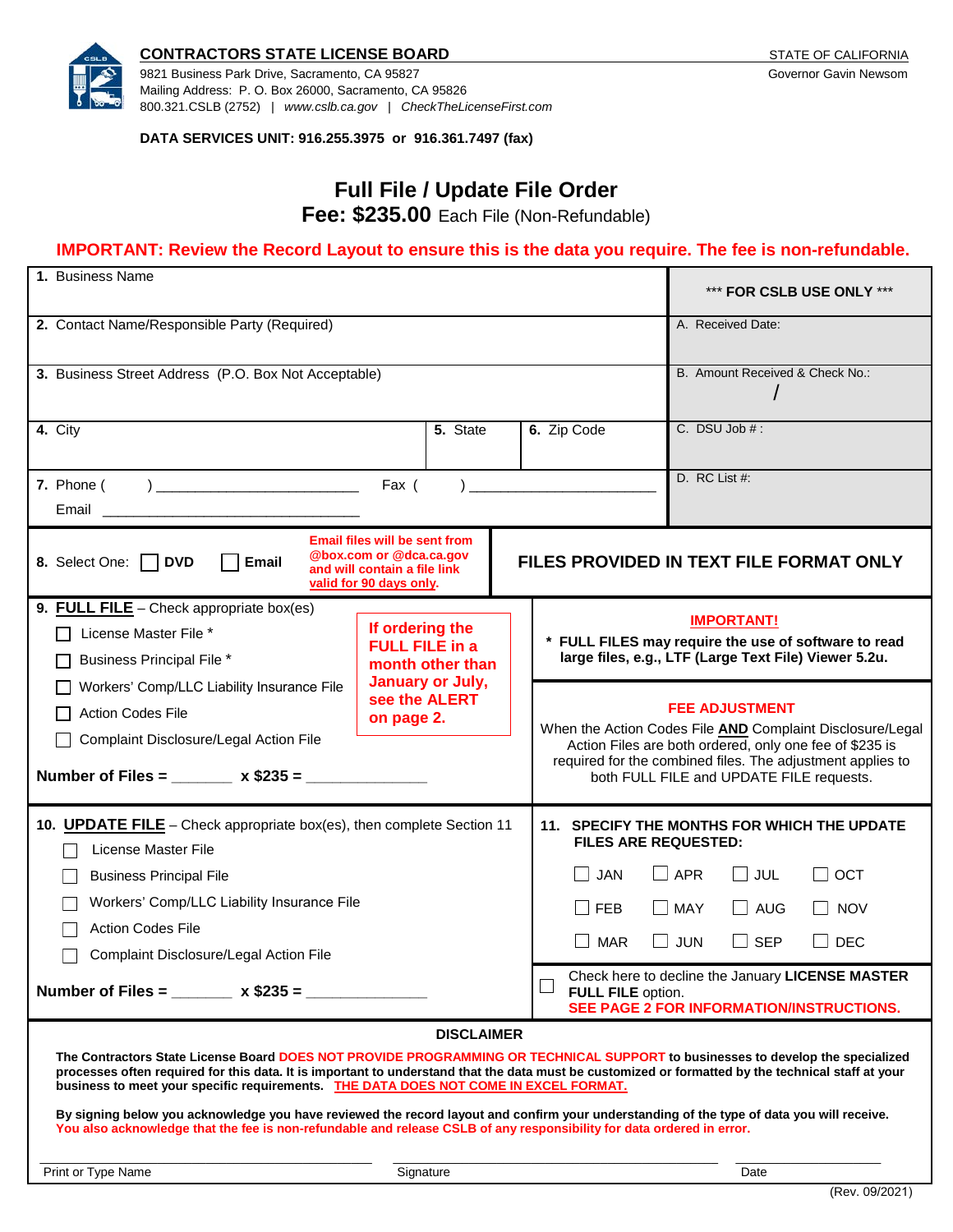**CONTRACTORS STATE LICENSE BOARD**

9821 Business Park Drive, Sacramento, CA 95827
Mailing Address: P. O. Box 26000, Sacramento, CA 95826
800.321.CSLB (2752) | *www.cslb.ca.gov* | *CheckTheLicenseFirst.com*

STATE OF CALIFORNIA
Governor Gavin Newsom

**DATA SERVICES UNIT: 916.255.3975 or 916.361.7497 (fax)**

# Full File / Update File Order

**Fee: $235.00** Each File (Non-Refundable)

**IMPORTANT: Review the Record Layout to ensure this is the data you require. The fee is non-refundable.**

| | | | *** FOR CSLB USE ONLY *** |
|---|---|---|---|
| **1.** Business Name | | | |
| **2.** Contact Name/Responsible Party (Required) | | | A. Received Date: |
| **3.** Business Street Address (P.O. Box Not Acceptable) | | | B. Amount Received & Check No.: / |
| **4.** City | **5.** State | **6.** Zip Code | C. DSU Job # : |
| **7.** Phone ( ) ________________________ Fax ( ) ________________________ Email ________________________ | | | D. RC List #: |

**8.** Select One: ☐ **DVD** ☐ **Email**

**Email files will be sent from @box.com or @dca.ca.gov and will contain a file link valid for 90 days only.**

**FILES PROVIDED IN TEXT FILE FORMAT ONLY**

**9. FULL FILE** – Check appropriate box(es)

- ☐ License Master File *
- ☐ Business Principal File *
- ☐ Workers' Comp/LLC Liability Insurance File
- ☐ Action Codes File
- ☐ Complaint Disclosure/Legal Action File

**If ordering the FULL FILE in a month other than January or July, see the ALERT on page 2.**

**Number of Files = _______ x $235 = ______________**

**IMPORTANT!**

**\* FULL FILES may require the use of software to read large files, e.g., LTF (Large Text File) Viewer 5.2u.**

**FEE ADJUSTMENT**

When the Action Codes File **AND** Complaint Disclosure/Legal Action Files are both ordered, only one fee of $235 is required for the combined files. The adjustment applies to both FULL FILE and UPDATE FILE requests.

**10. UPDATE FILE** – Check appropriate box(es), then complete Section 11

- ☐ License Master File
- ☐ Business Principal File
- ☐ Workers' Comp/LLC Liability Insurance File
- ☐ Action Codes File
- ☐ Complaint Disclosure/Legal Action File

**Number of Files = _______ x $235 = ______________**

**11. SPECIFY THE MONTHS FOR WHICH THE UPDATE FILES ARE REQUESTED:**

| | | | |
|---|---|---|---|
| ☐ JAN | ☐ APR | ☐ JUL | ☐ OCT |
| ☐ FEB | ☐ MAY | ☐ AUG | ☐ NOV |
| ☐ MAR | ☐ JUN | ☐ SEP | ☐ DEC |

☐ Check here to decline the January **LICENSE MASTER FULL FILE** option.
**SEE PAGE 2 FOR INFORMATION/INSTRUCTIONS.**

**DISCLAIMER**

**The Contractors State License Board DOES NOT PROVIDE PROGRAMMING OR TECHNICAL SUPPORT to businesses to develop the specialized processes often required for this data. It is important to understand that the data must be customized or formatted by the technical staff at your business to meet your specific requirements. THE DATA DOES NOT COME IN EXCEL FORMAT.**

**By signing below you acknowledge you have reviewed the record layout and confirm your understanding of the type of data you will receive. You also acknowledge that the fee is non-refundable and release CSLB of any responsibility for data ordered in error.**

______________________ ______________________ ______________
Print or Type Name Signature Date

(Rev. 09/2021)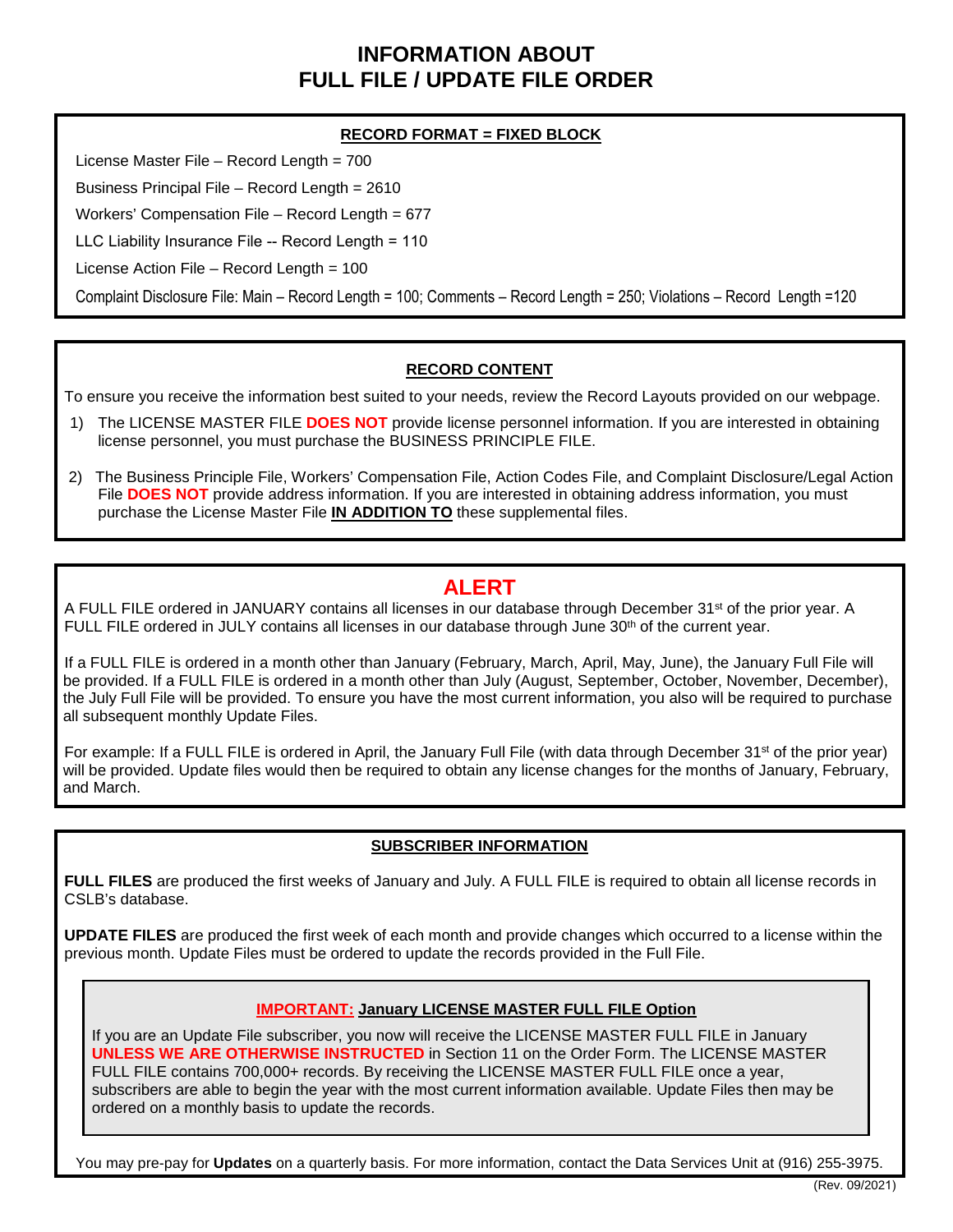# INFORMATION ABOUT FULL FILE / UPDATE FILE ORDER

## RECORD FORMAT = FIXED BLOCK

License Master File – Record Length = 700

Business Principal File – Record Length = 2610

Workers' Compensation File – Record Length = 677

LLC Liability Insurance File -- Record Length = 110

License Action File – Record Length = 100

Complaint Disclosure File: Main – Record Length = 100; Comments – Record Length = 250; Violations – Record Length =120

## RECORD CONTENT

To ensure you receive the information best suited to your needs, review the Record Layouts provided on our webpage.

1) The LICENSE MASTER FILE **DOES NOT** provide license personnel information. If you are interested in obtaining license personnel, you must purchase the BUSINESS PRINCIPLE FILE.
2) The Business Principle File, Workers' Compensation File, Action Codes File, and Complaint Disclosure/Legal Action File **DOES NOT** provide address information. If you are interested in obtaining address information, you must purchase the License Master File **IN ADDITION TO** these supplemental files.

## ALERT

A FULL FILE ordered in JANUARY contains all licenses in our database through December 31st of the prior year. A FULL FILE ordered in JULY contains all licenses in our database through June 30th of the current year.

If a FULL FILE is ordered in a month other than January (February, March, April, May, June), the January Full File will be provided. If a FULL FILE is ordered in a month other than July (August, September, October, November, December), the July Full File will be provided. To ensure you have the most current information, you also will be required to purchase all subsequent monthly Update Files.

For example: If a FULL FILE is ordered in April, the January Full File (with data through December 31st of the prior year) will be provided. Update files would then be required to obtain any license changes for the months of January, February, and March.

## SUBSCRIBER INFORMATION

**FULL FILES** are produced the first weeks of January and July. A FULL FILE is required to obtain all license records in CSLB's database.

**UPDATE FILES** are produced the first week of each month and provide changes which occurred to a license within the previous month. Update Files must be ordered to update the records provided in the Full File.

### IMPORTANT: January LICENSE MASTER FULL FILE Option

If you are an Update File subscriber, you now will receive the LICENSE MASTER FULL FILE in January **UNLESS WE ARE OTHERWISE INSTRUCTED** in Section 11 on the Order Form. The LICENSE MASTER FULL FILE contains 700,000+ records. By receiving the LICENSE MASTER FULL FILE once a year, subscribers are able to begin the year with the most current information available. Update Files then may be ordered on a monthly basis to update the records.

You may pre-pay for **Updates** on a quarterly basis. For more information, contact the Data Services Unit at (916) 255-3975.

(Rev. 09/2021)